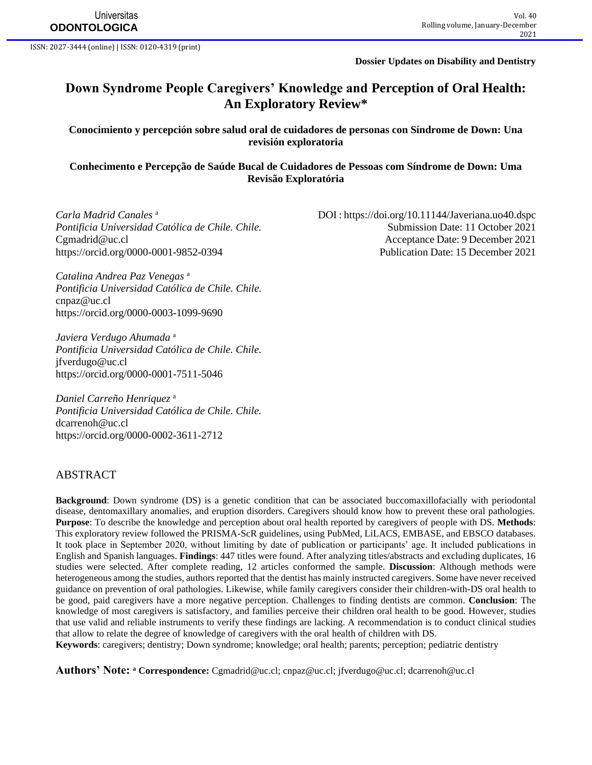ISSN: 2027-3444 (online) | ISSN: 0120-4319 (print)

**Dossier Updates on Disability and Dentistry**

# Down Syndrome People Caregivers' Knowledge and Perception of Oral Health: An Exploratory Review*

## Conocimiento y percepción sobre salud oral de cuidadores de personas con Síndrome de Down: Una revisión exploratoria

## Conhecimento e Percepção de Saúde Bucal de Cuidadores de Pessoas com Síndrome de Down: Uma Revisão Exploratória

*Carla Madrid Canales* [a]
*Pontificia Universidad Católica de Chile. Chile.*
Cgmadrid@uc.cl
https://orcid.org/0000-0001-9852-0394

*Catalina Andrea Paz Venegas* [a]
*Pontificia Universidad Católica de Chile. Chile.*
cnpaz@uc.cl
https://orcid.org/0000-0003-1099-9690

*Javiera Verdugo Ahumada* [a]
*Pontificia Universidad Católica de Chile. Chile.*
jfverdugo@uc.cl
https://orcid.org/0000-0001-7511-5046

*Daniel Carreño Henriquez* [a]
*Pontificia Universidad Católica de Chile. Chile.*
dcarrenoh@uc.cl
https://orcid.org/0000-0002-3611-2712

DOI : https://doi.org/10.11144/Javeriana.uo40.dspc
Submission Date: 11 October 2021
Acceptance Date: 9 December 2021
Publication Date: 15 December 2021

## ABSTRACT

**Background**: Down syndrome (DS) is a genetic condition that can be associated buccomaxillofacially with periodontal disease, dentomaxillary anomalies, and eruption disorders. Caregivers should know how to prevent these oral pathologies. **Purpose**: To describe the knowledge and perception about oral health reported by caregivers of people with DS. **Methods**: This exploratory review followed the PRISMA-ScR guidelines, using PubMed, LiLACS, EMBASE, and EBSCO databases. It took place in September 2020, without limiting by date of publication or participants' age. It included publications in English and Spanish languages. **Findings**: 447 titles were found. After analyzing titles/abstracts and excluding duplicates, 16 studies were selected. After complete reading, 12 articles conformed the sample. **Discussion**: Although methods were heterogeneous among the studies, authors reported that the dentist has mainly instructed caregivers. Some have never received guidance on prevention of oral pathologies. Likewise, while family caregivers consider their children-with-DS oral health to be good, paid caregivers have a more negative perception. Challenges to finding dentists are common. **Conclusion**: The knowledge of most caregivers is satisfactory, and families perceive their children oral health to be good. However, studies that use valid and reliable instruments to verify these findings are lacking. A recommendation is to conduct clinical studies that allow to relate the degree of knowledge of caregivers with the oral health of children with DS.
**Keywords**: caregivers; dentistry; Down syndrome; knowledge; oral health; parents; perception; pediatric dentistry

**Authors' Note:** [a] **Correspondence:** Cgmadrid@uc.cl; cnpaz@uc.cl; jfverdugo@uc.cl; dcarrenoh@uc.cl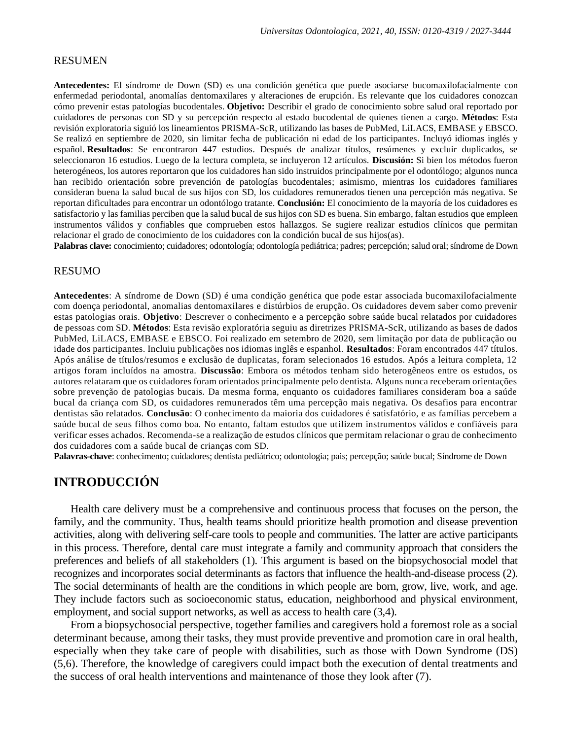## RESUMEN

**Antecedentes:** El síndrome de Down (SD) es una condición genética que puede asociarse bucomaxilofacialmente con enfermedad periodontal, anomalías dentomaxilares y alteraciones de erupción. Es relevante que los cuidadores conozcan cómo prevenir estas patologías bucodentales. **Objetivo:** Describir el grado de conocimiento sobre salud oral reportado por cuidadores de personas con SD y su percepción respecto al estado bucodental de quienes tienen a cargo. **Métodos**: Esta revisión exploratoria siguió los lineamientos PRISMA-ScR, utilizando las bases de PubMed, LiLACS, EMBASE y EBSCO. Se realizó en septiembre de 2020, sin limitar fecha de publicación ni edad de los participantes. Incluyó idiomas inglés y español. **Resultados**: Se encontraron 447 estudios. Después de analizar títulos, resúmenes y excluir duplicados, se seleccionaron 16 estudios. Luego de la lectura completa, se incluyeron 12 artículos. **Discusión:** Si bien los métodos fueron heterogéneos, los autores reportaron que los cuidadores han sido instruidos principalmente por el odontólogo; algunos nunca han recibido orientación sobre prevención de patologías bucodentales; asimismo, mientras los cuidadores familiares consideran buena la salud bucal de sus hijos con SD, los cuidadores remunerados tienen una percepción más negativa. Se reportan dificultades para encontrar un odontólogo tratante. **Conclusión:** El conocimiento de la mayoría de los cuidadores es satisfactorio y las familias perciben que la salud bucal de sus hijos con SD es buena. Sin embargo, faltan estudios que empleen instrumentos válidos y confiables que comprueben estos hallazgos. Se sugiere realizar estudios clínicos que permitan relacionar el grado de conocimiento de los cuidadores con la condición bucal de sus hijos(as).

**Palabras clave:** conocimiento; cuidadores; odontología; odontología pediátrica; padres; percepción; salud oral; síndrome de Down

## RESUMO

**Antecedentes**: A síndrome de Down (SD) é uma condição genética que pode estar associada bucomaxilofacialmente com doença periodontal, anomalias dentomaxilares e distúrbios de erupção. Os cuidadores devem saber como prevenir estas patologias orais. **Objetivo**: Descrever o conhecimento e a percepção sobre saúde bucal relatados por cuidadores de pessoas com SD. **Métodos**: Esta revisão exploratória seguiu as diretrizes PRISMA-ScR, utilizando as bases de dados PubMed, LiLACS, EMBASE e EBSCO. Foi realizado em setembro de 2020, sem limitação por data de publicação ou idade dos participantes. Incluiu publicações nos idiomas inglês e espanhol. **Resultados**: Foram encontrados 447 títulos. Após análise de títulos/resumos e exclusão de duplicatas, foram selecionados 16 estudos. Após a leitura completa, 12 artigos foram incluídos na amostra. **Discussão**: Embora os métodos tenham sido heterogêneos entre os estudos, os autores relataram que os cuidadores foram orientados principalmente pelo dentista. Alguns nunca receberam orientações sobre prevenção de patologias bucais. Da mesma forma, enquanto os cuidadores familiares consideram boa a saúde bucal da criança com SD, os cuidadores remunerados têm uma percepção mais negativa. Os desafios para encontrar dentistas são relatados. **Conclusão**: O conhecimento da maioria dos cuidadores é satisfatório, e as famílias percebem a saúde bucal de seus filhos como boa. No entanto, faltam estudos que utilizem instrumentos válidos e confiáveis para verificar esses achados. Recomenda-se a realização de estudos clínicos que permitam relacionar o grau de conhecimento dos cuidadores com a saúde bucal de crianças com SD.

**Palavras-chave**: conhecimento; cuidadores; dentista pediátrico; odontologia; pais; percepção; saúde bucal; Síndrome de Down

# INTRODUCCIÓN

Health care delivery must be a comprehensive and continuous process that focuses on the person, the family, and the community. Thus, health teams should prioritize health promotion and disease prevention activities, along with delivering self-care tools to people and communities. The latter are active participants in this process. Therefore, dental care must integrate a family and community approach that considers the preferences and beliefs of all stakeholders (1). This argument is based on the biopsychosocial model that recognizes and incorporates social determinants as factors that influence the health-and-disease process (2). The social determinants of health are the conditions in which people are born, grow, live, work, and age. They include factors such as socioeconomic status, education, neighborhood and physical environment, employment, and social support networks, as well as access to health care (3,4).

From a biopsychosocial perspective, together families and caregivers hold a foremost role as a social determinant because, among their tasks, they must provide preventive and promotion care in oral health, especially when they take care of people with disabilities, such as those with Down Syndrome (DS) (5,6). Therefore, the knowledge of caregivers could impact both the execution of dental treatments and the success of oral health interventions and maintenance of those they look after (7).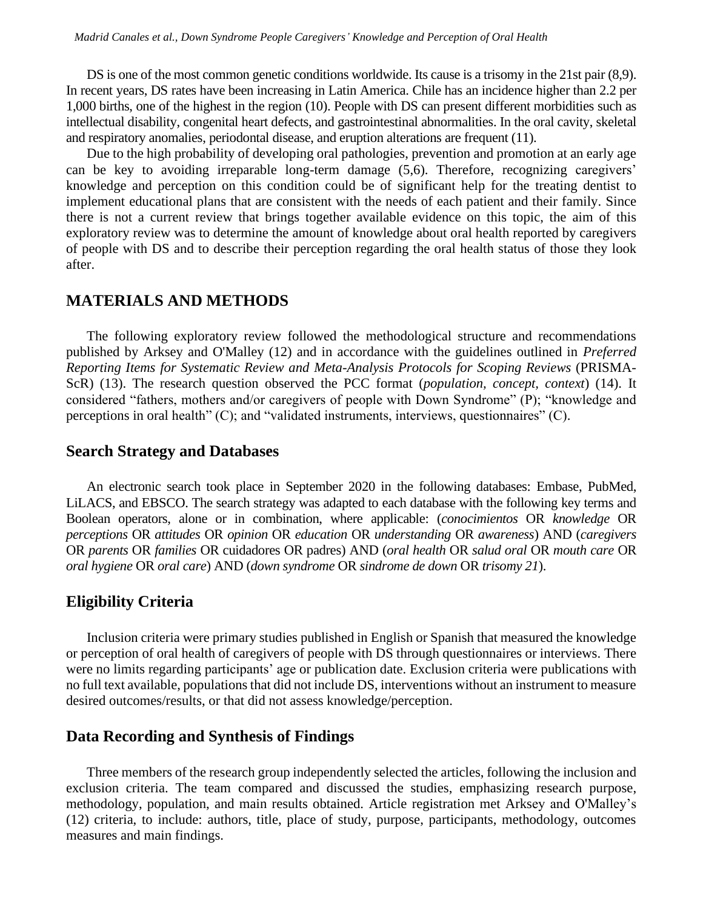DS is one of the most common genetic conditions worldwide. Its cause is a trisomy in the 21st pair (8,9). In recent years, DS rates have been increasing in Latin America. Chile has an incidence higher than 2.2 per 1,000 births, one of the highest in the region (10). People with DS can present different morbidities such as intellectual disability, congenital heart defects, and gastrointestinal abnormalities. In the oral cavity, skeletal and respiratory anomalies, periodontal disease, and eruption alterations are frequent (11).

Due to the high probability of developing oral pathologies, prevention and promotion at an early age can be key to avoiding irreparable long-term damage (5,6). Therefore, recognizing caregivers' knowledge and perception on this condition could be of significant help for the treating dentist to implement educational plans that are consistent with the needs of each patient and their family. Since there is not a current review that brings together available evidence on this topic, the aim of this exploratory review was to determine the amount of knowledge about oral health reported by caregivers of people with DS and to describe their perception regarding the oral health status of those they look after.

## MATERIALS AND METHODS

The following exploratory review followed the methodological structure and recommendations published by Arksey and O'Malley (12) and in accordance with the guidelines outlined in *Preferred Reporting Items for Systematic Review and Meta-Analysis Protocols for Scoping Reviews* (PRISMA-ScR) (13). The research question observed the PCC format (*population, concept, context*) (14). It considered "fathers, mothers and/or caregivers of people with Down Syndrome" (P); "knowledge and perceptions in oral health" (C); and "validated instruments, interviews, questionnaires" (C).

### Search Strategy and Databases

An electronic search took place in September 2020 in the following databases: Embase, PubMed, LiLACS, and EBSCO. The search strategy was adapted to each database with the following key terms and Boolean operators, alone or in combination, where applicable: (*conocimientos* OR *knowledge* OR *perceptions* OR *attitudes* OR *opinion* OR *education* OR *understanding* OR *awareness*) AND (*caregivers* OR *parents* OR *families* OR cuidadores OR padres) AND (*oral health* OR *salud oral* OR *mouth care* OR *oral hygiene* OR *oral care*) AND (*down syndrome* OR *sindrome de down* OR *trisomy 21*).

### Eligibility Criteria

Inclusion criteria were primary studies published in English or Spanish that measured the knowledge or perception of oral health of caregivers of people with DS through questionnaires or interviews. There were no limits regarding participants' age or publication date. Exclusion criteria were publications with no full text available, populations that did not include DS, interventions without an instrument to measure desired outcomes/results, or that did not assess knowledge/perception.

### Data Recording and Synthesis of Findings

Three members of the research group independently selected the articles, following the inclusion and exclusion criteria. The team compared and discussed the studies, emphasizing research purpose, methodology, population, and main results obtained. Article registration met Arksey and O'Malley's (12) criteria, to include: authors, title, place of study, purpose, participants, methodology, outcomes measures and main findings.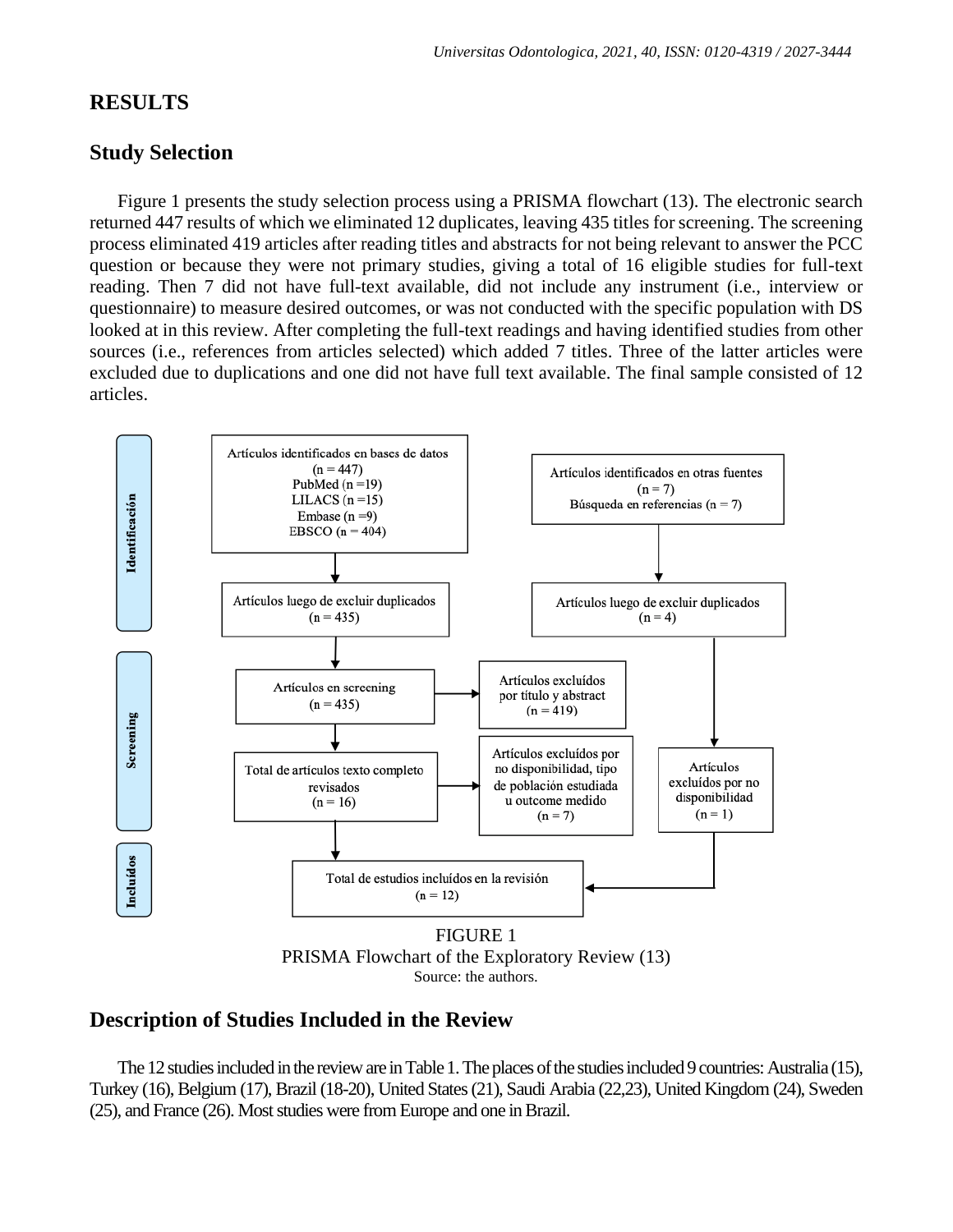## RESULTS

### Study Selection

Figure 1 presents the study selection process using a PRISMA flowchart (13). The electronic search returned 447 results of which we eliminated 12 duplicates, leaving 435 titles for screening. The screening process eliminated 419 articles after reading titles and abstracts for not being relevant to answer the PCC question or because they were not primary studies, giving a total of 16 eligible studies for full-text reading. Then 7 did not have full-text available, did not include any instrument (i.e., interview or questionnaire) to measure desired outcomes, or was not conducted with the specific population with DS looked at in this review. After completing the full-text readings and having identified studies from other sources (i.e., references from articles selected) which added 7 titles. Three of the latter articles were excluded due to duplications and one did not have full text available. The final sample consisted of 12 articles.

**Identificación**

- Artículos identificados en bases de datos (n = 447)
  - PubMed (n =19)
  - LILACS (n =15)
  - Embase (n =9)
  - EBSCO (n = 404)
- Artículos identificados en otras fuentes (n = 7)
  - Búsqueda en referencias (n = 7)
- Artículos luego de excluir duplicados (n = 435)
- Artículos luego de excluir duplicados (n = 4)

**Screening**

- Artículos en screening (n = 435)
- Artículos excluídos por título y abstract (n = 419)
- Total de artículos texto completo revisados (n = 16)
- Artículos excluídos por no disponibilidad, tipo de población estudiada u outcome medido (n = 7)
- Artículos excluídos por no disponibilidad (n = 1)

**Incluídos**

- Total de estudios incluídos en la revisión (n = 12)

FIGURE 1
PRISMA Flowchart of the Exploratory Review (13)
Source: the authors.

### Description of Studies Included in the Review

The 12 studies included in the review are in Table 1. The places of the studies included 9 countries: Australia (15), Turkey (16), Belgium (17), Brazil (18-20), United States (21), Saudi Arabia (22,23), United Kingdom (24), Sweden (25), and France (26). Most studies were from Europe and one in Brazil.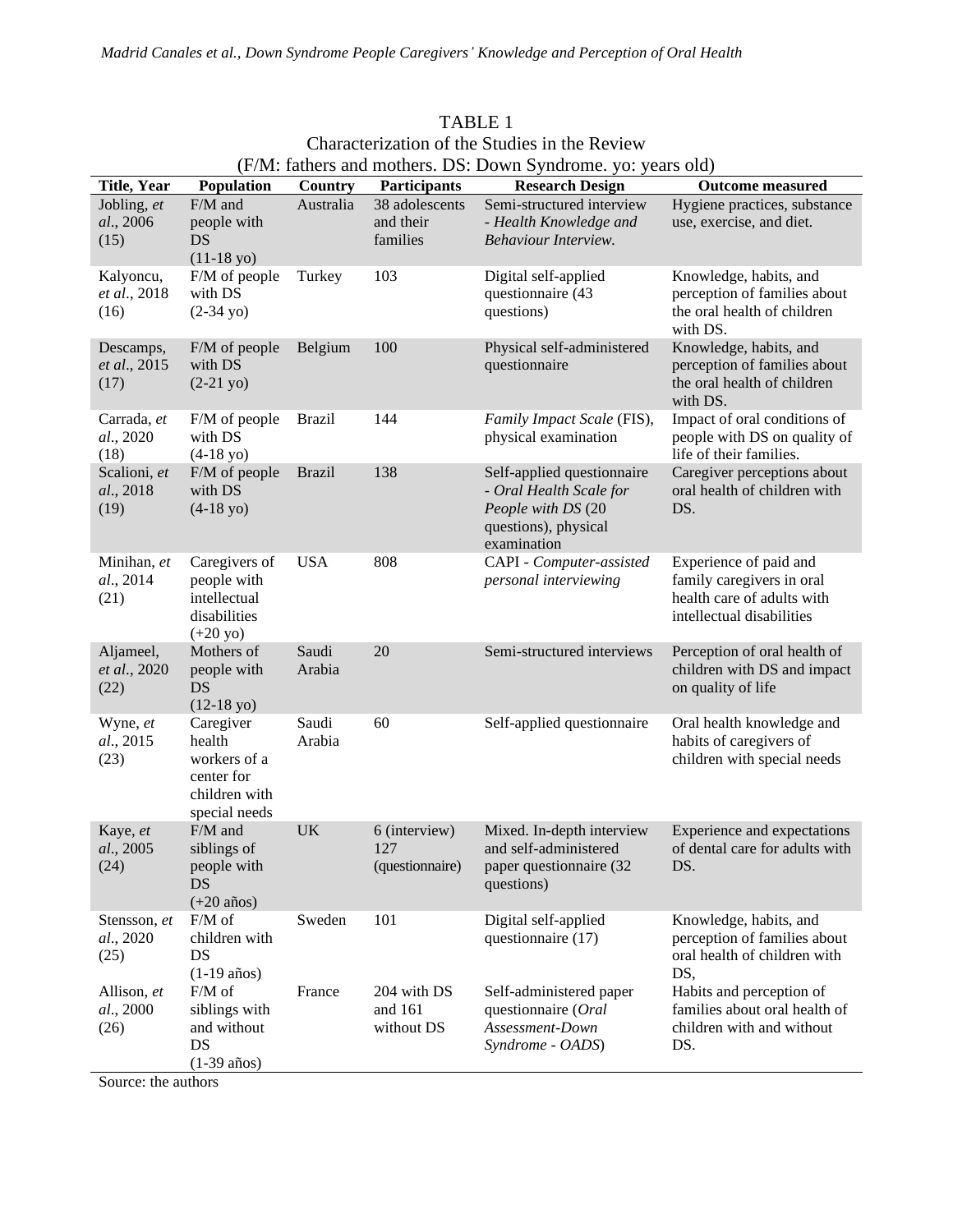TABLE 1
Characterization of the Studies in the Review
(F/M: fathers and mothers. DS: Down Syndrome. yo: years old)

| Title, Year | Population | Country | Participants | Research Design | Outcome measured |
|---|---|---|---|---|---|
| Jobling, *et al*., 2006 (15) | F/M and people with DS (11-18 yo) | Australia | 38 adolescents and their families | Semi-structured interview - *Health Knowledge and Behaviour Interview.* | Hygiene practices, substance use, exercise, and diet. |
| Kalyoncu, *et al*., 2018 (16) | F/M of people with DS (2-34 yo) | Turkey | 103 | Digital self-applied questionnaire (43 questions) | Knowledge, habits, and perception of families about the oral health of children with DS. |
| Descamps, *et al*., 2015 (17) | F/M of people with DS (2-21 yo) | Belgium | 100 | Physical self-administered questionnaire | Knowledge, habits, and perception of families about the oral health of children with DS. |
| Carrada, *et al*., 2020 (18) | F/M of people with DS (4-18 yo) | Brazil | 144 | *Family Impact Scale* (FIS), physical examination | Impact of oral conditions of people with DS on quality of life of their families. |
| Scalioni, *et al*., 2018 (19) | F/M of people with DS (4-18 yo) | Brazil | 138 | Self-applied questionnaire - *Oral Health Scale for People with DS* (20 questions), physical examination | Caregiver perceptions about oral health of children with DS. |
| Minihan, *et al*., 2014 (21) | Caregivers of people with intellectual disabilities (+20 yo) | USA | 808 | CAPI - *Computer-assisted personal interviewing* | Experience of paid and family caregivers in oral health care of adults with intellectual disabilities |
| Aljameel, *et al*., 2020 (22) | Mothers of people with DS (12-18 yo) | Saudi Arabia | 20 | Semi-structured interviews | Perception of oral health of children with DS and impact on quality of life |
| Wyne, *et al*., 2015 (23) | Caregiver health workers of a center for children with special needs | Saudi Arabia | 60 | Self-applied questionnaire | Oral health knowledge and habits of caregivers of children with special needs |
| Kaye, *et al*., 2005 (24) | F/M and siblings of people with DS (+20 años) | UK | 6 (interview) 127 (questionnaire) | Mixed. In-depth interview and self-administered paper questionnaire (32 questions) | Experience and expectations of dental care for adults with DS. |
| Stensson, *et al*., 2020 (25) | F/M of children with DS (1-19 años) | Sweden | 101 | Digital self-applied questionnaire (17) | Knowledge, habits, and perception of families about oral health of children with DS, |
| Allison, *et al*., 2000 (26) | F/M of siblings with and without DS (1-39 años) | France | 204 with DS and 161 without DS | Self-administered paper questionnaire (*Oral Assessment-Down Syndrome - OADS*) | Habits and perception of families about oral health of children with and without DS. |

Source: the authors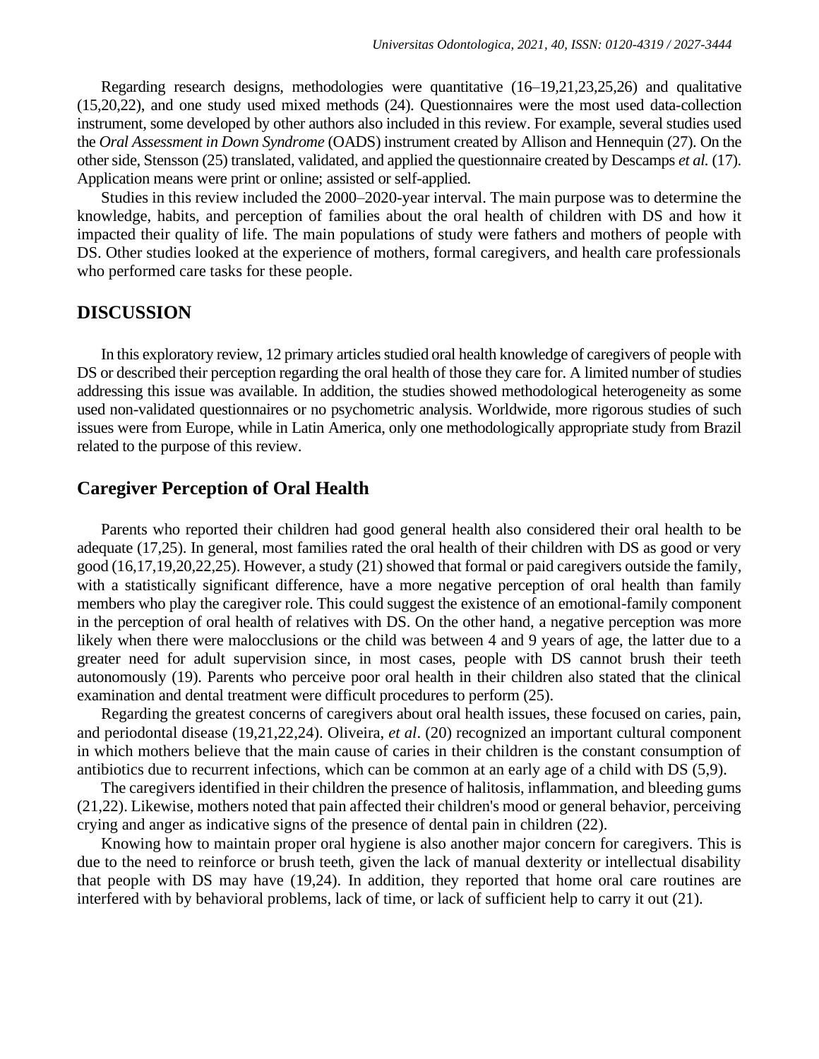Regarding research designs, methodologies were quantitative (16–19,21,23,25,26) and qualitative (15,20,22), and one study used mixed methods (24). Questionnaires were the most used data-collection instrument, some developed by other authors also included in this review. For example, several studies used the *Oral Assessment in Down Syndrome* (OADS) instrument created by Allison and Hennequin (27). On the other side, Stensson (25) translated, validated, and applied the questionnaire created by Descamps *et al.* (17). Application means were print or online; assisted or self-applied.

Studies in this review included the 2000–2020-year interval. The main purpose was to determine the knowledge, habits, and perception of families about the oral health of children with DS and how it impacted their quality of life. The main populations of study were fathers and mothers of people with DS. Other studies looked at the experience of mothers, formal caregivers, and health care professionals who performed care tasks for these people.

## DISCUSSION

In this exploratory review, 12 primary articles studied oral health knowledge of caregivers of people with DS or described their perception regarding the oral health of those they care for. A limited number of studies addressing this issue was available. In addition, the studies showed methodological heterogeneity as some used non-validated questionnaires or no psychometric analysis. Worldwide, more rigorous studies of such issues were from Europe, while in Latin America, only one methodologically appropriate study from Brazil related to the purpose of this review.

## Caregiver Perception of Oral Health

Parents who reported their children had good general health also considered their oral health to be adequate (17,25). In general, most families rated the oral health of their children with DS as good or very good (16,17,19,20,22,25). However, a study (21) showed that formal or paid caregivers outside the family, with a statistically significant difference, have a more negative perception of oral health than family members who play the caregiver role. This could suggest the existence of an emotional-family component in the perception of oral health of relatives with DS. On the other hand, a negative perception was more likely when there were malocclusions or the child was between 4 and 9 years of age, the latter due to a greater need for adult supervision since, in most cases, people with DS cannot brush their teeth autonomously (19). Parents who perceive poor oral health in their children also stated that the clinical examination and dental treatment were difficult procedures to perform (25).

Regarding the greatest concerns of caregivers about oral health issues, these focused on caries, pain, and periodontal disease (19,21,22,24). Oliveira, *et al*. (20) recognized an important cultural component in which mothers believe that the main cause of caries in their children is the constant consumption of antibiotics due to recurrent infections, which can be common at an early age of a child with DS (5,9).

The caregivers identified in their children the presence of halitosis, inflammation, and bleeding gums (21,22). Likewise, mothers noted that pain affected their children's mood or general behavior, perceiving crying and anger as indicative signs of the presence of dental pain in children (22).

Knowing how to maintain proper oral hygiene is also another major concern for caregivers. This is due to the need to reinforce or brush teeth, given the lack of manual dexterity or intellectual disability that people with DS may have (19,24). In addition, they reported that home oral care routines are interfered with by behavioral problems, lack of time, or lack of sufficient help to carry it out (21).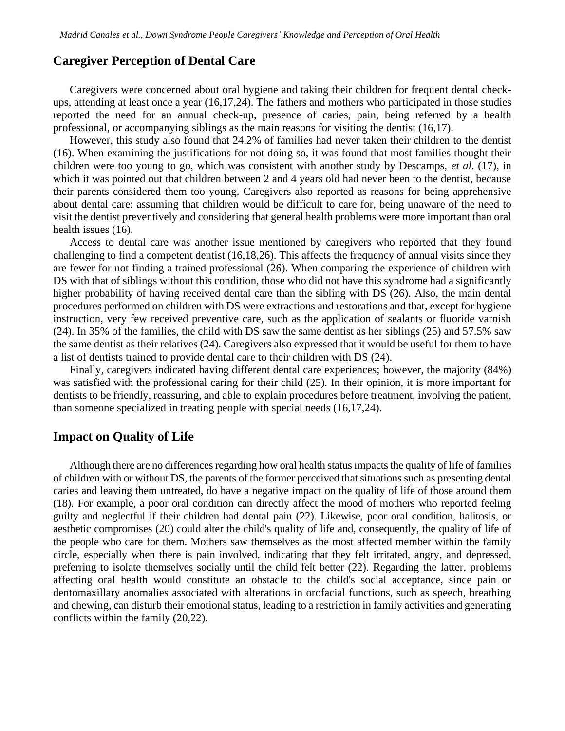## Caregiver Perception of Dental Care

Caregivers were concerned about oral hygiene and taking their children for frequent dental check-ups, attending at least once a year (16,17,24). The fathers and mothers who participated in those studies reported the need for an annual check-up, presence of caries, pain, being referred by a health professional, or accompanying siblings as the main reasons for visiting the dentist (16,17).

However, this study also found that 24.2% of families had never taken their children to the dentist (16). When examining the justifications for not doing so, it was found that most families thought their children were too young to go, which was consistent with another study by Descamps, *et al*. (17), in which it was pointed out that children between 2 and 4 years old had never been to the dentist, because their parents considered them too young. Caregivers also reported as reasons for being apprehensive about dental care: assuming that children would be difficult to care for, being unaware of the need to visit the dentist preventively and considering that general health problems were more important than oral health issues (16).

Access to dental care was another issue mentioned by caregivers who reported that they found challenging to find a competent dentist (16,18,26). This affects the frequency of annual visits since they are fewer for not finding a trained professional (26). When comparing the experience of children with DS with that of siblings without this condition, those who did not have this syndrome had a significantly higher probability of having received dental care than the sibling with DS (26). Also, the main dental procedures performed on children with DS were extractions and restorations and that, except for hygiene instruction, very few received preventive care, such as the application of sealants or fluoride varnish (24). In 35% of the families, the child with DS saw the same dentist as her siblings (25) and 57.5% saw the same dentist as their relatives (24). Caregivers also expressed that it would be useful for them to have a list of dentists trained to provide dental care to their children with DS (24).

Finally, caregivers indicated having different dental care experiences; however, the majority (84%) was satisfied with the professional caring for their child (25). In their opinion, it is more important for dentists to be friendly, reassuring, and able to explain procedures before treatment, involving the patient, than someone specialized in treating people with special needs (16,17,24).

## Impact on Quality of Life

Although there are no differences regarding how oral health status impacts the quality of life of families of children with or without DS, the parents of the former perceived that situations such as presenting dental caries and leaving them untreated, do have a negative impact on the quality of life of those around them (18). For example, a poor oral condition can directly affect the mood of mothers who reported feeling guilty and neglectful if their children had dental pain (22). Likewise, poor oral condition, halitosis, or aesthetic compromises (20) could alter the child's quality of life and, consequently, the quality of life of the people who care for them. Mothers saw themselves as the most affected member within the family circle, especially when there is pain involved, indicating that they felt irritated, angry, and depressed, preferring to isolate themselves socially until the child felt better (22). Regarding the latter, problems affecting oral health would constitute an obstacle to the child's social acceptance, since pain or dentomaxillary anomalies associated with alterations in orofacial functions, such as speech, breathing and chewing, can disturb their emotional status, leading to a restriction in family activities and generating conflicts within the family (20,22).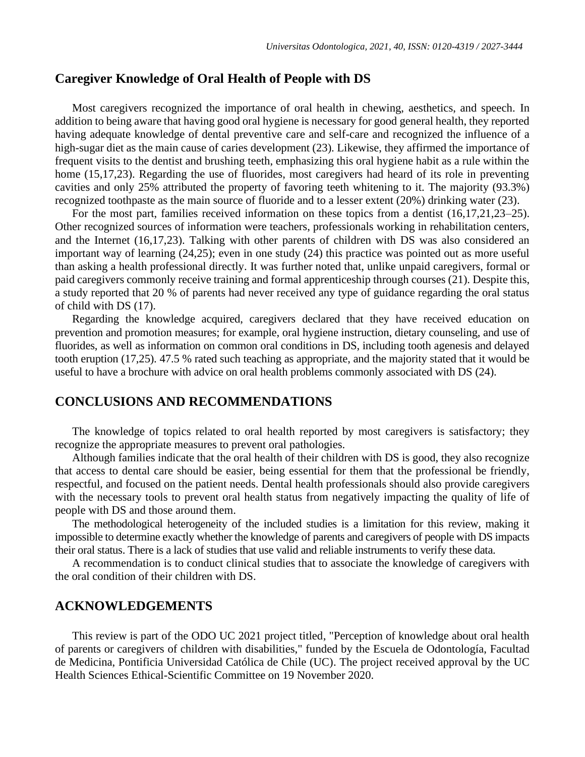## Caregiver Knowledge of Oral Health of People with DS

Most caregivers recognized the importance of oral health in chewing, aesthetics, and speech. In addition to being aware that having good oral hygiene is necessary for good general health, they reported having adequate knowledge of dental preventive care and self-care and recognized the influence of a high-sugar diet as the main cause of caries development (23). Likewise, they affirmed the importance of frequent visits to the dentist and brushing teeth, emphasizing this oral hygiene habit as a rule within the home (15,17,23). Regarding the use of fluorides, most caregivers had heard of its role in preventing cavities and only 25% attributed the property of favoring teeth whitening to it. The majority (93.3%) recognized toothpaste as the main source of fluoride and to a lesser extent (20%) drinking water (23).

For the most part, families received information on these topics from a dentist (16,17,21,23–25). Other recognized sources of information were teachers, professionals working in rehabilitation centers, and the Internet (16,17,23). Talking with other parents of children with DS was also considered an important way of learning (24,25); even in one study (24) this practice was pointed out as more useful than asking a health professional directly. It was further noted that, unlike unpaid caregivers, formal or paid caregivers commonly receive training and formal apprenticeship through courses (21). Despite this, a study reported that 20 % of parents had never received any type of guidance regarding the oral status of child with DS (17).

Regarding the knowledge acquired, caregivers declared that they have received education on prevention and promotion measures; for example, oral hygiene instruction, dietary counseling, and use of fluorides, as well as information on common oral conditions in DS, including tooth agenesis and delayed tooth eruption (17,25). 47.5 % rated such teaching as appropriate, and the majority stated that it would be useful to have a brochure with advice on oral health problems commonly associated with DS (24).

# CONCLUSIONS AND RECOMMENDATIONS

The knowledge of topics related to oral health reported by most caregivers is satisfactory; they recognize the appropriate measures to prevent oral pathologies.

Although families indicate that the oral health of their children with DS is good, they also recognize that access to dental care should be easier, being essential for them that the professional be friendly, respectful, and focused on the patient needs. Dental health professionals should also provide caregivers with the necessary tools to prevent oral health status from negatively impacting the quality of life of people with DS and those around them.

The methodological heterogeneity of the included studies is a limitation for this review, making it impossible to determine exactly whether the knowledge of parents and caregivers of people with DS impacts their oral status. There is a lack of studies that use valid and reliable instruments to verify these data.

A recommendation is to conduct clinical studies that to associate the knowledge of caregivers with the oral condition of their children with DS.

# ACKNOWLEDGEMENTS

This review is part of the ODO UC 2021 project titled, "Perception of knowledge about oral health of parents or caregivers of children with disabilities," funded by the Escuela de Odontología, Facultad de Medicina, Pontificia Universidad Católica de Chile (UC). The project received approval by the UC Health Sciences Ethical-Scientific Committee on 19 November 2020.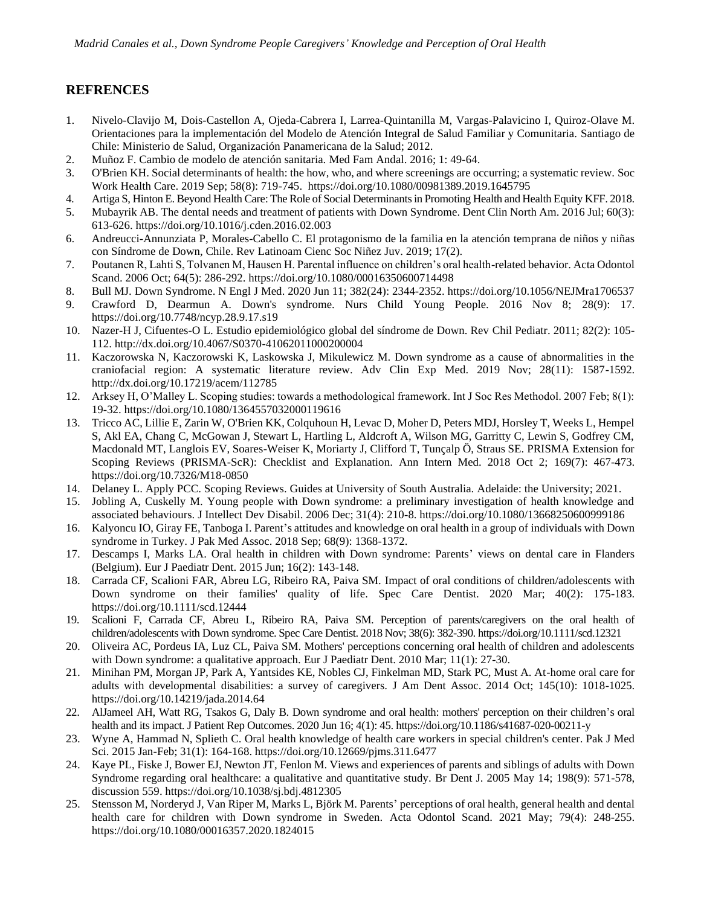## REFRENCES

1. Nivelo-Clavijo M, Dois-Castellon A, Ojeda-Cabrera I, Larrea-Quintanilla M, Vargas-Palavicino I, Quiroz-Olave M. Orientaciones para la implementación del Modelo de Atención Integral de Salud Familiar y Comunitaria. Santiago de Chile: Ministerio de Salud, Organización Panamericana de la Salud; 2012.
2. Muñoz F. Cambio de modelo de atención sanitaria. Med Fam Andal. 2016; 1: 49-64.
3. O'Brien KH. Social determinants of health: the how, who, and where screenings are occurring; a systematic review. Soc Work Health Care. 2019 Sep; 58(8): 719-745. https://doi.org/10.1080/00981389.2019.1645795
4. Artiga S, Hinton E. Beyond Health Care: The Role of Social Determinants in Promoting Health and Health Equity KFF. 2018.
5. Mubayrik AB. The dental needs and treatment of patients with Down Syndrome. Dent Clin North Am. 2016 Jul; 60(3): 613-626. https://doi.org/10.1016/j.cden.2016.02.003
6. Andreucci-Annunziata P, Morales-Cabello C. El protagonismo de la familia en la atención temprana de niños y niñas con Síndrome de Down, Chile. Rev Latinoam Cienc Soc Niñez Juv. 2019; 17(2).
7. Poutanen R, Lahti S, Tolvanen M, Hausen H. Parental influence on children's oral health-related behavior. Acta Odontol Scand. 2006 Oct; 64(5): 286-292. https://doi.org/10.1080/00016350600714498
8. Bull MJ. Down Syndrome. N Engl J Med. 2020 Jun 11; 382(24): 2344-2352. https://doi.org/10.1056/NEJMra1706537
9. Crawford D, Dearmun A. Down's syndrome. Nurs Child Young People. 2016 Nov 8; 28(9): 17. https://doi.org/10.7748/ncyp.28.9.17.s19
10. Nazer-H J, Cifuentes-O L. Estudio epidemiológico global del síndrome de Down. Rev Chil Pediatr. 2011; 82(2): 105-112. http://dx.doi.org/10.4067/S0370-41062011000200004
11. Kaczorowska N, Kaczorowski K, Laskowska J, Mikulewicz M. Down syndrome as a cause of abnormalities in the craniofacial region: A systematic literature review. Adv Clin Exp Med. 2019 Nov; 28(11): 1587-1592. http://dx.doi.org/10.17219/acem/112785
12. Arksey H, O'Malley L. Scoping studies: towards a methodological framework. Int J Soc Res Methodol. 2007 Feb; 8(1): 19-32. https://doi.org/10.1080/1364557032000119616
13. Tricco AC, Lillie E, Zarin W, O'Brien KK, Colquhoun H, Levac D, Moher D, Peters MDJ, Horsley T, Weeks L, Hempel S, Akl EA, Chang C, McGowan J, Stewart L, Hartling L, Aldcroft A, Wilson MG, Garritty C, Lewin S, Godfrey CM, Macdonald MT, Langlois EV, Soares-Weiser K, Moriarty J, Clifford T, Tunçalp Ö, Straus SE. PRISMA Extension for Scoping Reviews (PRISMA-ScR): Checklist and Explanation. Ann Intern Med. 2018 Oct 2; 169(7): 467-473. https://doi.org/10.7326/M18-0850
14. Delaney L. Apply PCC. Scoping Reviews. Guides at University of South Australia. Adelaide: the University; 2021.
15. Jobling A, Cuskelly M. Young people with Down syndrome: a preliminary investigation of health knowledge and associated behaviours. J Intellect Dev Disabil. 2006 Dec; 31(4): 210-8. https://doi.org/10.1080/13668250600999186
16. Kalyoncu IO, Giray FE, Tanboga I. Parent's attitudes and knowledge on oral health in a group of individuals with Down syndrome in Turkey. J Pak Med Assoc. 2018 Sep; 68(9): 1368-1372.
17. Descamps I, Marks LA. Oral health in children with Down syndrome: Parents' views on dental care in Flanders (Belgium). Eur J Paediatr Dent. 2015 Jun; 16(2): 143-148.
18. Carrada CF, Scalioni FAR, Abreu LG, Ribeiro RA, Paiva SM. Impact of oral conditions of children/adolescents with Down syndrome on their families' quality of life. Spec Care Dentist. 2020 Mar; 40(2): 175-183. https://doi.org/10.1111/scd.12444
19. Scalioni F, Carrada CF, Abreu L, Ribeiro RA, Paiva SM. Perception of parents/caregivers on the oral health of children/adolescents with Down syndrome. Spec Care Dentist. 2018 Nov; 38(6): 382-390. https://doi.org/10.1111/scd.12321
20. Oliveira AC, Pordeus IA, Luz CL, Paiva SM. Mothers' perceptions concerning oral health of children and adolescents with Down syndrome: a qualitative approach. Eur J Paediatr Dent. 2010 Mar; 11(1): 27-30.
21. Minihan PM, Morgan JP, Park A, Yantsides KE, Nobles CJ, Finkelman MD, Stark PC, Must A. At-home oral care for adults with developmental disabilities: a survey of caregivers. J Am Dent Assoc. 2014 Oct; 145(10): 1018-1025. https://doi.org/10.14219/jada.2014.64
22. AlJameel AH, Watt RG, Tsakos G, Daly B. Down syndrome and oral health: mothers' perception on their children's oral health and its impact. J Patient Rep Outcomes. 2020 Jun 16; 4(1): 45. https://doi.org/10.1186/s41687-020-00211-y
23. Wyne A, Hammad N, Splieth C. Oral health knowledge of health care workers in special children's center. Pak J Med Sci. 2015 Jan-Feb; 31(1): 164-168. https://doi.org/10.12669/pjms.311.6477
24. Kaye PL, Fiske J, Bower EJ, Newton JT, Fenlon M. Views and experiences of parents and siblings of adults with Down Syndrome regarding oral healthcare: a qualitative and quantitative study. Br Dent J. 2005 May 14; 198(9): 571-578, discussion 559. https://doi.org/10.1038/sj.bdj.4812305
25. Stensson M, Norderyd J, Van Riper M, Marks L, Björk M. Parents' perceptions of oral health, general health and dental health care for children with Down syndrome in Sweden. Acta Odontol Scand. 2021 May; 79(4): 248-255. https://doi.org/10.1080/00016357.2020.1824015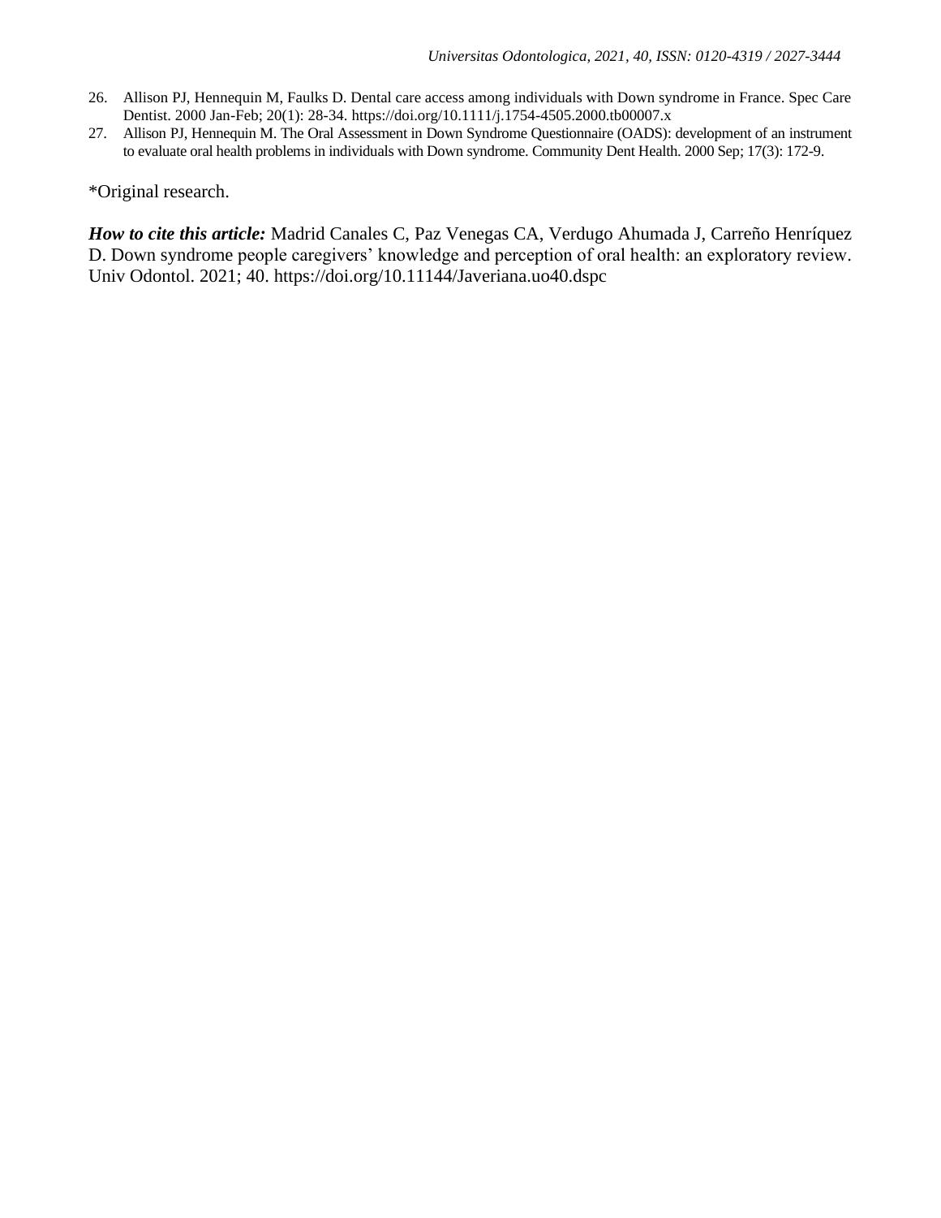26. Allison PJ, Hennequin M, Faulks D. Dental care access among individuals with Down syndrome in France. Spec Care Dentist. 2000 Jan-Feb; 20(1): 28-34. https://doi.org/10.1111/j.1754-4505.2000.tb00007.x
27. Allison PJ, Hennequin M. The Oral Assessment in Down Syndrome Questionnaire (OADS): development of an instrument to evaluate oral health problems in individuals with Down syndrome. Community Dent Health. 2000 Sep; 17(3): 172-9.

*Original research.

***How to cite this article:*** Madrid Canales C, Paz Venegas CA, Verdugo Ahumada J, Carreño Henríquez D. Down syndrome people caregivers' knowledge and perception of oral health: an exploratory review. Univ Odontol. 2021; 40. https://doi.org/10.11144/Javeriana.uo40.dspc